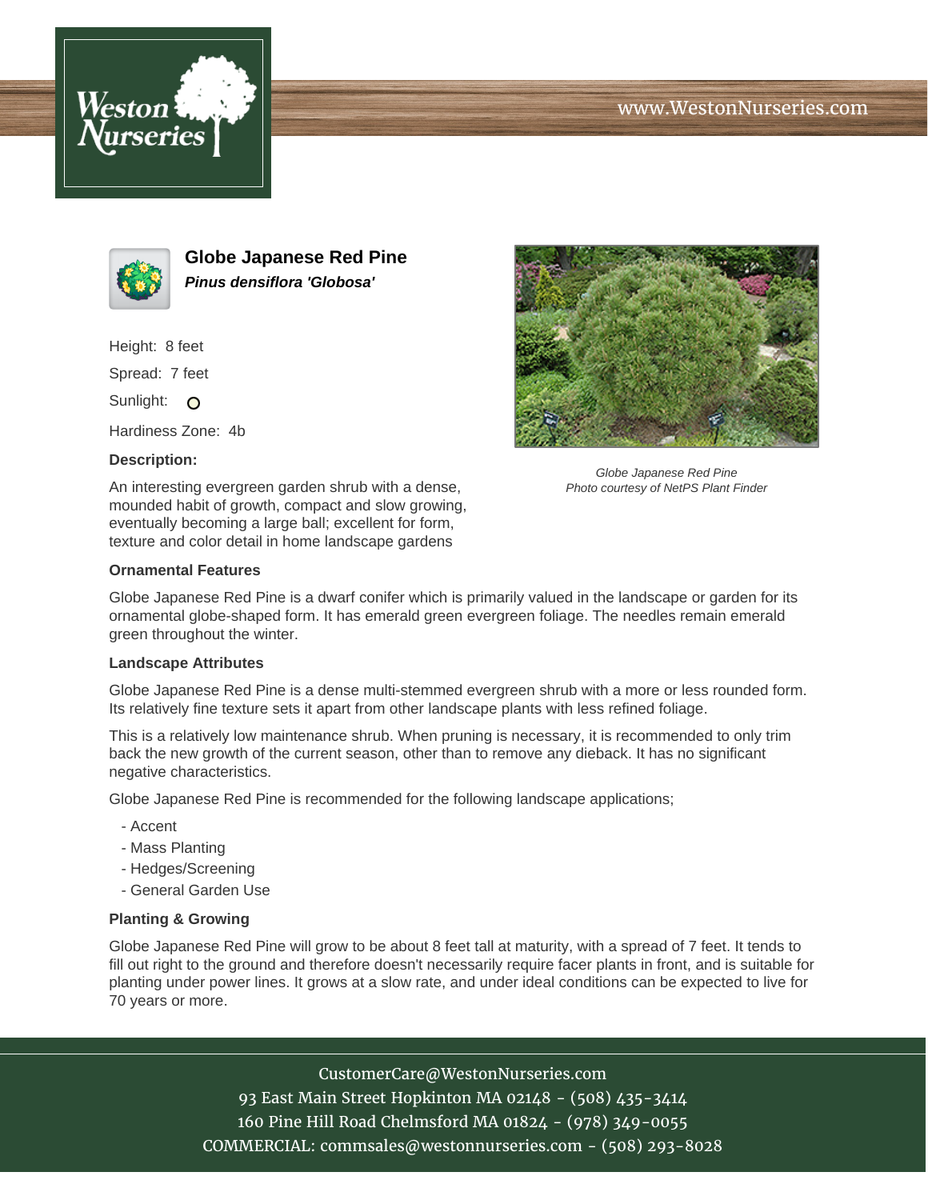# Globe Japanese Red Pine

***Pinus densiflora 'Globosa'***

Height: 8 feet

Spread: 7 feet

Sunlight: ○

Hardiness Zone: 4b

**Description:**

An interesting evergreen garden shrub with a dense, mounded habit of growth, compact and slow growing, eventually becoming a large ball; excellent for form, texture and color detail in home landscape gardens

*Globe Japanese Red Pine*
*Photo courtesy of NetPS Plant Finder*

**Ornamental Features**

Globe Japanese Red Pine is a dwarf conifer which is primarily valued in the landscape or garden for its ornamental globe-shaped form. It has emerald green evergreen foliage. The needles remain emerald green throughout the winter.

**Landscape Attributes**

Globe Japanese Red Pine is a dense multi-stemmed evergreen shrub with a more or less rounded form. Its relatively fine texture sets it apart from other landscape plants with less refined foliage.

This is a relatively low maintenance shrub. When pruning is necessary, it is recommended to only trim back the new growth of the current season, other than to remove any dieback. It has no significant negative characteristics.

Globe Japanese Red Pine is recommended for the following landscape applications;

- Accent
- Mass Planting
- Hedges/Screening
- General Garden Use

**Planting & Growing**

Globe Japanese Red Pine will grow to be about 8 feet tall at maturity, with a spread of 7 feet. It tends to fill out right to the ground and therefore doesn't necessarily require facer plants in front, and is suitable for planting under power lines. It grows at a slow rate, and under ideal conditions can be expected to live for 70 years or more.

CustomerCare@WestonNurseries.com
93 East Main Street Hopkinton MA 02148 - (508) 435-3414
160 Pine Hill Road Chelmsford MA 01824 - (978) 349-0055
COMMERCIAL: commsales@westonnurseries.com - (508) 293-8028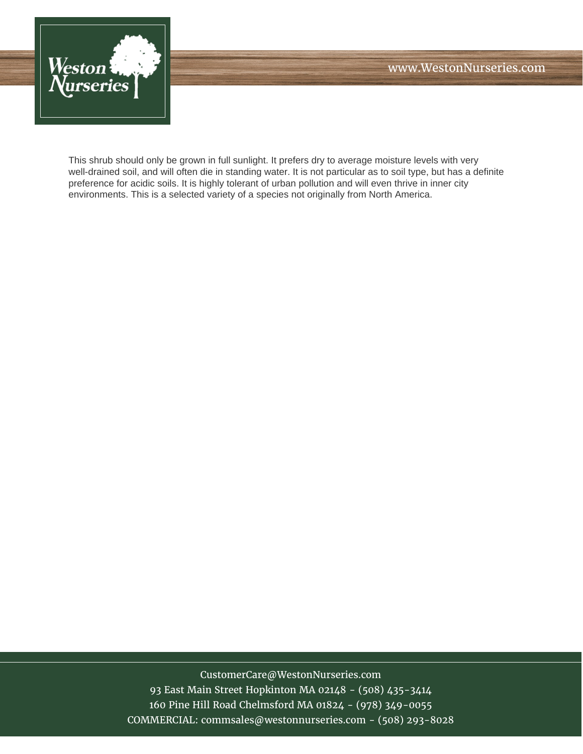This shrub should only be grown in full sunlight. It prefers dry to average moisture levels with very well-drained soil, and will often die in standing water. It is not particular as to soil type, but has a definite preference for acidic soils. It is highly tolerant of urban pollution and will even thrive in inner city environments. This is a selected variety of a species not originally from North America.